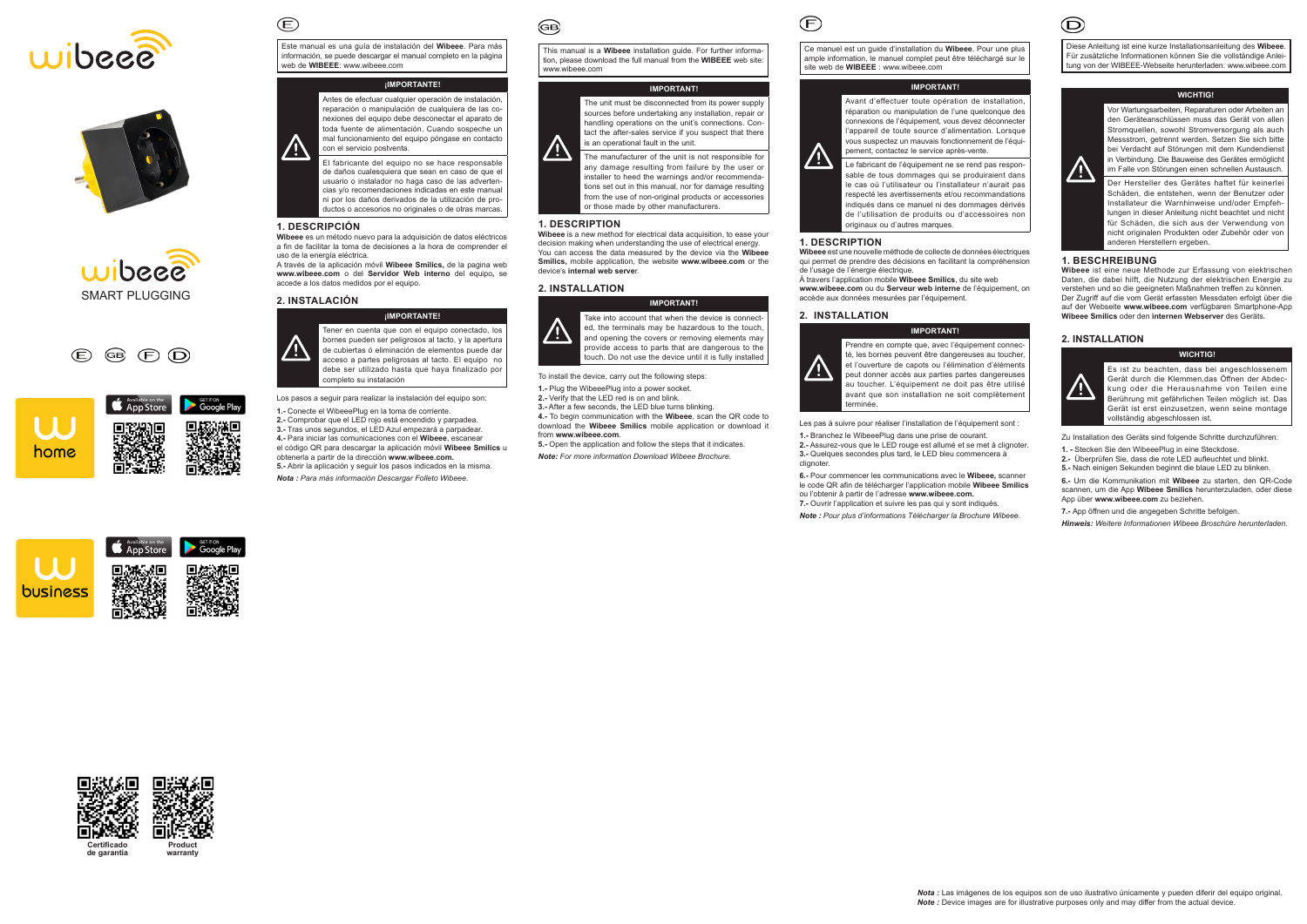wibeee

wibeee

SMART PLUGGING

E GB F D

home

Available on the App Store

GET IT ON Google Play

business

Available on the App Store

GET IT ON Google Play

Certificado de garantía

Product warranty

# E

Este manual es una guía de instalación del **Wibeee**. Para más información, se puede descargar el manual completo en la página web de **WIBEEE**: www.wibeee.com

**¡IMPORTANTE!**

Antes de efectuar cualquier operación de instalación, reparación o manipulación de cualquiera de las conexiones del equipo debe desconectar el aparato de toda fuente de alimentación. Cuando sospeche un mal funcionamiento del equipo póngase en contacto con el servicio postventa.

El fabricante del equipo no se hace responsable de daños cualesquiera que sean en caso de que el usuario o instalador no haga caso de las advertencias y/o recomendaciones indicadas en este manual ni por los daños derivados de la utilización de productos o accesorios no originales o de otras marcas.

## 1. DESCRIPCIÓN

**Wibeee** es un método nuevo para la adquisición de datos eléctricos a fin de facilitar la toma de decisiones a la hora de comprender el uso de la energía eléctrica.

A través de la aplicación móvil **Wibeee Smilics,** de la pagina web **www.wibeee.com** o del **Servidor Web interno** del equipo**,** se accede a los datos medidos por el equipo.

## 2. INSTALACIÓN

**¡IMPORTANTE!**

Tener en cuenta que con el equipo conectado, los bornes pueden ser peligrosos al tacto, y la apertura de cubiertas ó eliminación de elementos puede dar acceso a partes peligrosas al tacto. El equipo no debe ser utilizado hasta que haya finalizado por completo su instalación

Los pasos a seguir para realizar la instalación del equipo son:

**1.-** Conecte el WibeeePlug en la toma de corriente.
**2.-** Comprobar que el LED rojo está encendido y parpadea.
**3.-** Tras unos segundos, el LED Azul empezará a parpadear.
**4.-** Para iniciar las comunicaciones con el **Wibeee**, escanear el código QR para descargar la aplicación móvil **Wibeee Smilics** u obtenerla a partir de la dirección **www.wibeee.com.**
**5.-** Abrir la aplicación y seguir los pasos indicados en la misma.

***Nota :*** *Para más información Descargar Folleto Wibeee.*

# GB

This manual is a **Wibeee** installation guide. For further information, please download the full manual from the **WIBEEE** web site: www.wibeee.com

**IMPORTANT!**

The unit must be disconnected from its power supply sources before undertaking any installation, repair or handling operations on the unit's connections. Contact the after-sales service if you suspect that there is an operational fault in the unit.

The manufacturer of the unit is not responsible for any damage resulting from failure by the user or installer to heed the warnings and/or recommendations set out in this manual, nor for damage resulting from the use of non-original products or accessories or those made by other manufacturers.

## 1. DESCRIPTION

**Wibeee** is a new method for electrical data acquisition, to ease your decision making when understanding the use of electrical energy.

You can access the data measured by the device via the **Wibeee Smilics,** mobile application, the website **www.wibeee.com** or the device's **internal web serve**r.

## 2. INSTALLATION

**IMPORTANT!**

Take into account that when the device is connected, the terminals may be hazardous to the touch, and opening the covers or removing elements may provide access to parts that are dangerous to the touch. Do not use the device until it is fully installed

To install the device, carry out the following steps:

**1.-** Plug the WibeeePlug into a power socket.
**2.-** Verify that the LED red is on and blink.
**3.-** After a few seconds, the LED blue turns blinking.
**4.-** To begin communication with the **Wibeee**, scan the QR code to download the **Wibeee Smilics** mobile application or download it from **www.wibeee.com**.
**5.-** Open the application and follow the steps that it indicates.

***Note:*** *For more information Download Wibeee Brochure.*

# F

Ce manuel est un guide d'installation du **Wibeee**. Pour une plus ample information, le manuel complet peut être téléchargé sur le site web de **WIBEEE** : www.wibeee.com

**IMPORTANT!**

Avant d'effectuer toute opération de installation, réparation ou manipulation de l'une quelconque des connexions de l'équipement, vous devez déconnecter l'appareil de toute source d'alimentation. Lorsque vous suspectez un mauvais fonctionnement de l'équipement, contactez le service après-vente.

Le fabricant de l'équipement ne se rend pas responsable de tous dommages qui se produiraient dans le cas où l'utilisateur ou l'installateur n'aurait pas respecté les avertissements et/ou recommandations indiqués dans ce manuel ni des dommages dérivés de l'utilisation de produits ou d'accessoires non originaux ou d'autres marques.

## 1. DESCRIPTION

**Wibeee** est une nouvelle méthode de collecte de données électriques qui permet de prendre des décisions en facilitant la compréhension de l'usage de l'énergie électrique.

À travers l'application mobile **Wibeee Smilics**, du site web **www.wibeee.com** ou du **Serveur web interne** de l'équipement, on accède aux données mesurées par l'équipement.

## 2. INSTALLATION

**IMPORTANT!**

Prendre en compte que, avec l'équipement connecté, les bornes peuvent être dangereuses au toucher, et l'ouverture de capots ou l'élimination d'éléments peut donner accès aux parties partes dangereuses au toucher. L'équipement ne doit pas être utilisé avant que son installation ne soit complètement terminée.

Les pas à suivre pour réaliser l'installation de l'équipement sont :

**1.-** Branchez le WibeeePlug dans une prise de courant.
**2.-** Assurez-vous que le LED rouge est allumé et se met à clignoter.
**3.-** Quelques secondes plus tard, le LED bleu commencera à clignoter.

**6.-** Pour commencer les communications avec le **Wibeee,** scanner le code QR afin de télécharger l'application mobile **Wibeee Smilics** ou l'obtenir à partir de l'adresse **www.wibeee.com.**
**7.-** Ouvrir l'application et suivre les pas qui y sont indiqués.

***Note :*** *Pour plus d'informations Télécharger la Brochure Wibeee.*

# D

Diese Anleitung ist eine kurze Installationsanleitung des **Wibeee**. Für zusätzliche Informationen können Sie die vollständige Anleitung von der WIBEEE-Webseite herunterladen: www.wibeee.com

**WICHTIG!**

Vor Wartungsarbeiten, Reparaturen oder Arbeiten an den Geräteanschlüssen muss das Gerät von allen Stromquellen, sowohl Stromversorgung als auch Messstrom, getrennt werden. Setzen Sie sich bitte bei Verdacht auf Störungen mit dem Kundendienst in Verbindung. Die Bauweise des Gerätes ermöglicht im Falle von Störungen einen schnellen Austausch.

Der Hersteller des Gerätes haftet für keinerlei Schäden, die entstehen, wenn der Benutzer oder Installateur die Warnhinweise und/oder Empfehlungen in dieser Anleitung nicht beachtet und nicht für Schäden, die sich aus der Verwendung von nicht originalen Produkten oder Zubehör oder von anderen Herstellern ergeben.

## 1. BESCHREIBUNG

**Wibeee** ist eine neue Methode zur Erfassung von elektrischen Daten, die dabei hilft, die Nutzung der elektrischen Energie zu verstehen und so die geeigneten Maßnahmen treffen zu können. Der Zugriff auf die vom Gerät erfassten Messdaten erfolgt über die auf der Webseite **www.wibeee.com** verfügbaren Smartphone-App **Wibeee Smilics** oder den **internen Webserver** des Geräts.

## 2. INSTALLATION

**WICHTIG!**

Es ist zu beachten, dass bei angeschlossenem Gerät durch die Klemmen,das Öffnen der Abdeckung oder die Herausnahme von Teilen eine Berührung mit gefährlichen Teilen möglich ist. Das Gerät ist erst einzusetzen, wenn seine montage vollständig abgeschlossen ist.

Zu Installation des Geräts sind folgende Schritte durchzuführen:

**1. -** Stecken Sie den WibeeePlug in eine Steckdose.
**2.-** Überprüfen Sie, dass die rote LED aufleuchtet und blinkt.
**5.-** Nach einigen Sekunden beginnt die blaue LED zu blinken.

**6.-** Um die Kommunikation mit **Wibeee** zu starten, den QR-Code scannen, um die App **Wibeee Smilics** herunterzuladen, oder diese App über **www.wibeee.com** zu beziehen.

**7.-** App öffnen und die angegeben Schritte befolgen.

***Hinweis:*** *Weitere Informationen Wibeee Broschüre herunterladen.*

***Nota :*** Las imágenes de los equipos son de uso ilustrativo únicamente y pueden diferir del equipo original.
***Note :*** Device images are for illustrative purposes only and may differ from the actual device.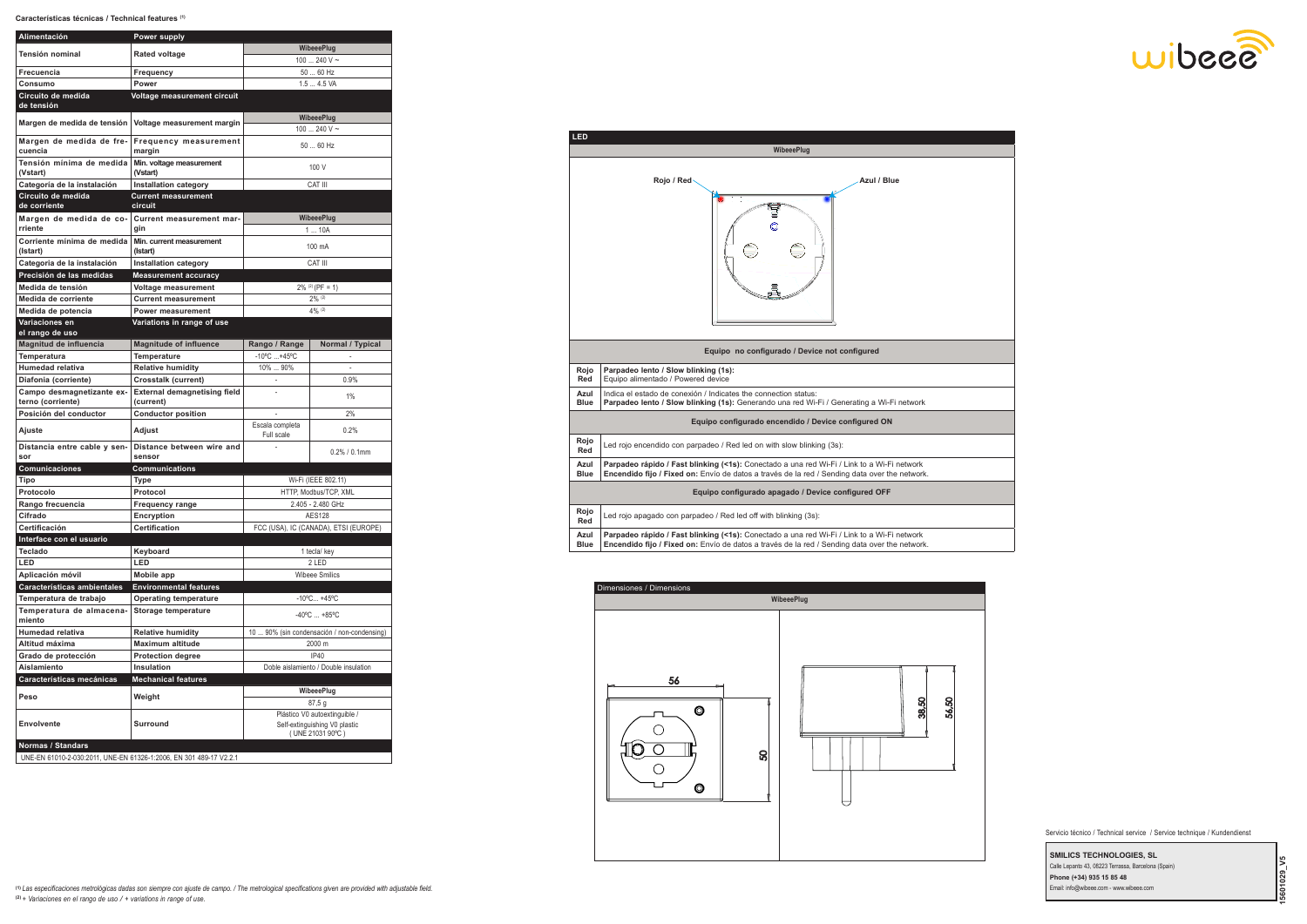**Características técnicas / Technical features [1]**

| Alimentación | Power supply | | |
|---|---|---|---|
| Tensión nominal | Rated voltage | WibeeePlug | |
| | | 100 ... 240 V ~ | |
| Frecuencia | Frequency | 50 ... 60 Hz | |
| Consumo | Power | 1.5 ... 4.5 VA | |
| **Circuito de medida de tensión** | **Voltage measurement circuit** | | |
| Margen de medida de tensión | Voltage measurement margin | WibeeePlug | |
| | | 100 ... 240 V ~ | |
| Margen de medida de frecuencia | Frequency measurement margin | 50 ... 60 Hz | |
| Tensión mínima de medida (Vstart) | Min. voltage measurement (Vstart) | 100 V | |
| Categoría de la instalación | Installation category | CAT III | |
| **Circuito de medida de corriente** | **Current measurement circuit** | | |
| Margen de medida de corriente | Current measurement margin | WibeeePlug | |
| | | 1 ... 10A | |
| Corriente mínima de medida (Istart) | Min. current measurement (Istart) | 100 mA | |
| Categoría de la instalación | Installation category | CAT III | |
| **Precisión de las medidas** | **Measurement accuracy** | | |
| Medida de tensión | Voltage measurement | 2% [2] (PF = 1) | |
| Medida de corriente | Current measurement | 2% [2] | |
| Medida de potencia | Power measurement | 4% [2] | |
| **Variaciones en el rango de uso** | **Variations in range of use** | | |
| **Magnitud de influencia** | **Magnitude of influence** | **Rango / Range** | **Normal / Typical** |
| Temperatura | Temperature | -10ºC ...+45ºC | - |
| Humedad relativa | Relative humidity | 10% ... 90% | - |
| Diafonía (corriente) | Crosstalk (current) | - | 0.9% |
| Campo desmagnetizante externo (corriente) | External demagnetising field (current) | - | 1% |
| Posición del conductor | Conductor position | - | 2% |
| Ajuste | Adjust | Escala completa Full scale | 0.2% |
| Distancia entre cable y sensor | Distance between wire and sensor | - | 0.2% / 0.1mm |
| **Comunicaciones** | **Communications** | | |
| Tipo | Type | Wi-Fi (IEEE 802.11) | |
| Protocolo | Protocol | HTTP, Modbus/TCP, XML | |
| Rango frecuencia | Frequency range | 2.405 - 2.480 GHz | |
| Cifrado | Encryption | AES128 | |
| Certificación | Certification | FCC (USA), IC (CANADA), ETSI (EUROPE) | |
| **Interface con el usuario** | | | |
| Teclado | Keyboard | 1 tecla/ key | |
| LED | LED | 2 LED | |
| Aplicación móvil | Mobile app | Wibeee Smilics | |
| **Características ambientales** | **Environmental features** | | |
| Temperatura de trabajo | Operating temperature | -10ºC... +45ºC | |
| Temperatura de almacenamiento | Storage temperature | -40ºC ... +85ºC | |
| Humedad relativa | Relative humidity | 10 ... 90% (sin condensación / non-condensing) | |
| Altitud máxima | Maximum altitude | 2000 m | |
| Grado de protección | Protection degree | IP40 | |
| Aislamiento | Insulation | Doble aislamiento / Double insulation | |
| **Características mecánicas** | **Mechanical features** | | |
| Peso | Weight | WibeeePlug | |
| | | 87,5 g | |
| Envolvente | Surround | Plástico V0 autoextinguible / Self-extinguishing V0 plastic ( UNE 21031 90ºC ) | |
| **Normas / Standars** | | | |
| UNE-EN 61010-2-030:2011, UNE-EN 61326-1:2006, EN 301 489-17 V2.2.1 | | | |

[1] *Las especificaciones metrológicas dadas son siempre con ajuste de campo. / The metrological specifications given are provided with adjustable field.*
[2] *+ Variaciones en el rango de uso / + variations in range of use.*

wibeee

| LED | |
|---|---|
| WibeeePlug | |
| Rojo / Red — Azul / Blue | |
| **Equipo no configurado / Device not configured** | |
| **Rojo Red** | **Parpadeo lento / Slow blinking (1s):** Equipo alimentado / Powered device |
| **Azul Blue** | Indica el estado de conexión / Indicates the connection status: **Parpadeo lento / Slow blinking (1s):** Generando una red Wi-Fi / Generating a Wi-Fi network |
| **Equipo configurado encendido / Device configured ON** | |
| **Rojo Red** | Led rojo encendido con parpadeo / Red led on with slow blinking (3s): |
| **Azul Blue** | **Parpadeo rápido / Fast blinking (<1s):** Conectado a una red Wi-Fi / Link to a Wi-Fi network **Encendido fijo / Fixed on:** Envío de datos a través de la red / Sending data over the network. |
| **Equipo configurado apagado / Device configured OFF** | |
| **Rojo Red** | Led rojo apagado con parpadeo / Red led off with blinking (3s): |
| **Azul Blue** | **Parpadeo rápido / Fast blinking (<1s):** Conectado a una red Wi-Fi / Link to a Wi-Fi network **Encendido fijo / Fixed on:** Envío de datos a través de la red / Sending data over the network. |

Dimensiones / Dimensions

WibeeePlug

56

50

38,50

56,50

Servicio técnico / Technical service / Service technique / Kundendienst

**SMILICS TECHNOLOGIES, SL**
Calle Lepanto 43, 08223 Terrassa, Barcelona (Spain)
**Phone (+34) 935 15 85 48**
Email: info@wibeee.com - www.wibeee.com

**15601029_V5**